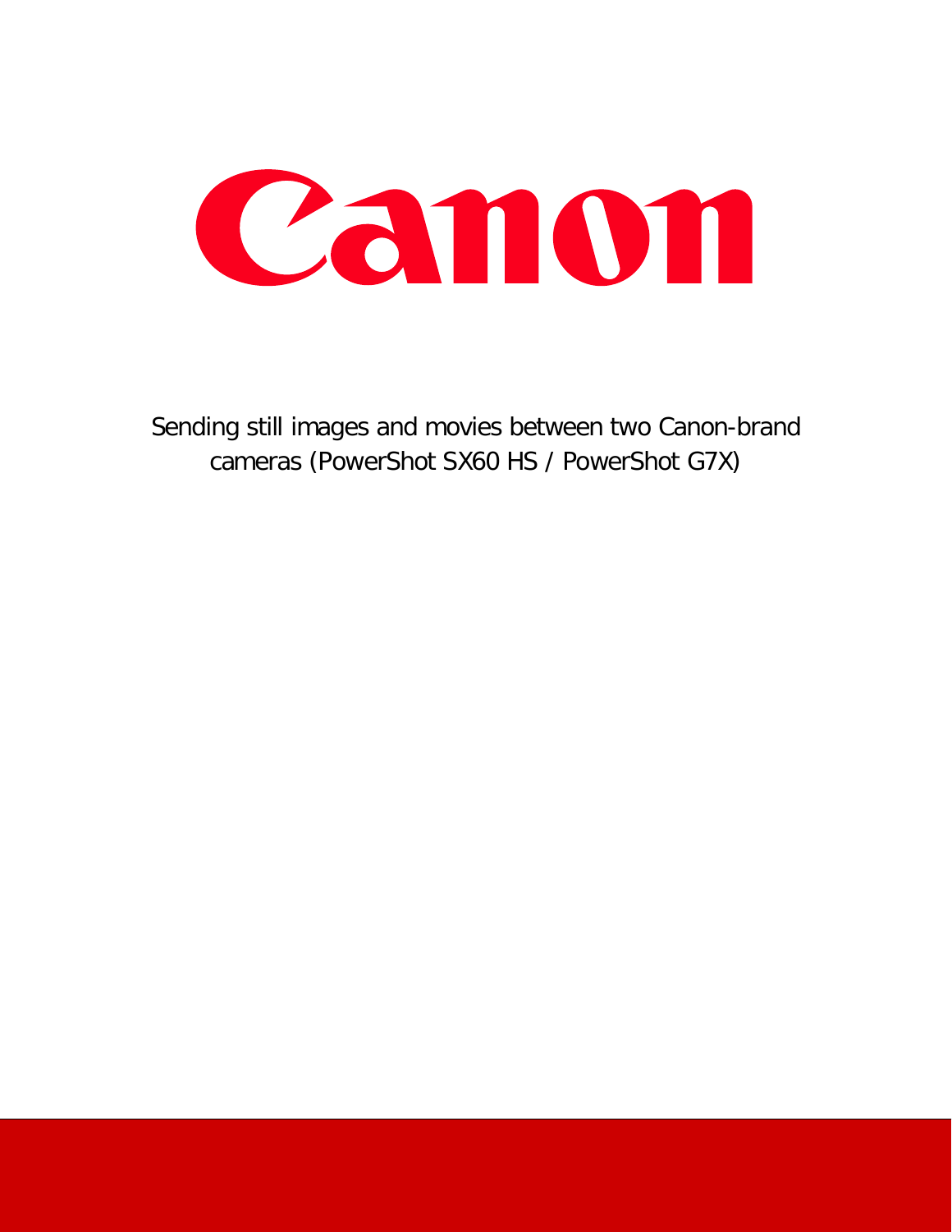# Canon

Sending still images and movies between two Canon-brand cameras (PowerShot SX60 HS / PowerShot G7X)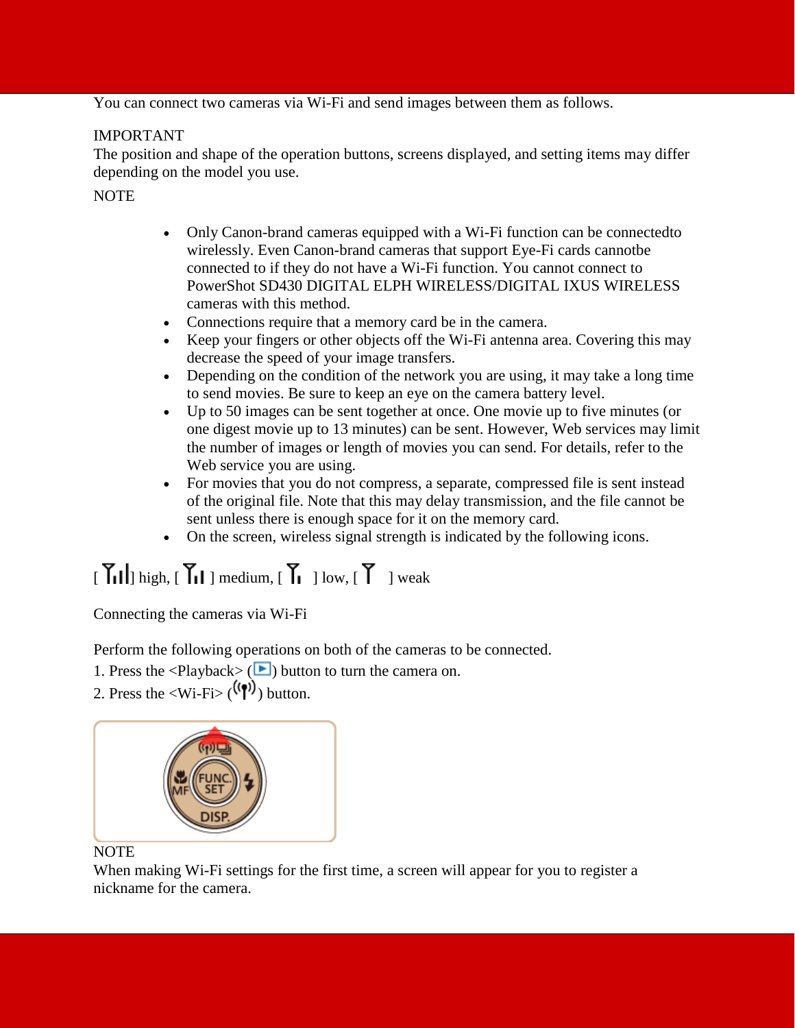You can connect two cameras via Wi-Fi and send images between them as follows.

IMPORTANT
The position and shape of the operation buttons, screens displayed, and setting items may differ depending on the model you use.

NOTE

- Only Canon-brand cameras equipped with a Wi-Fi function can be connectedto wirelessly. Even Canon-brand cameras that support Eye-Fi cards cannotbe connected to if they do not have a Wi-Fi function. You cannot connect to PowerShot SD430 DIGITAL ELPH WIRELESS/DIGITAL IXUS WIRELESS cameras with this method.
- Connections require that a memory card be in the camera.
- Keep your fingers or other objects off the Wi-Fi antenna area. Covering this may decrease the speed of your image transfers.
- Depending on the condition of the network you are using, it may take a long time to send movies. Be sure to keep an eye on the camera battery level.
- Up to 50 images can be sent together at once. One movie up to five minutes (or one digest movie up to 13 minutes) can be sent. However, Web services may limit the number of images or length of movies you can send. For details, refer to the Web service you are using.
- For movies that you do not compress, a separate, compressed file is sent instead of the original file. Note that this may delay transmission, and the file cannot be sent unless there is enough space for it on the memory card.
- On the screen, wireless signal strength is indicated by the following icons.

[ ] high, [ ] medium, [ ] low, [ ] weak

Connecting the cameras via Wi-Fi

Perform the following operations on both of the cameras to be connected.

1. Press the <Playback> ( ) button to turn the camera on.
2. Press the <Wi-Fi> ( ) button.

NOTE
When making Wi-Fi settings for the first time, a screen will appear for you to register a nickname for the camera.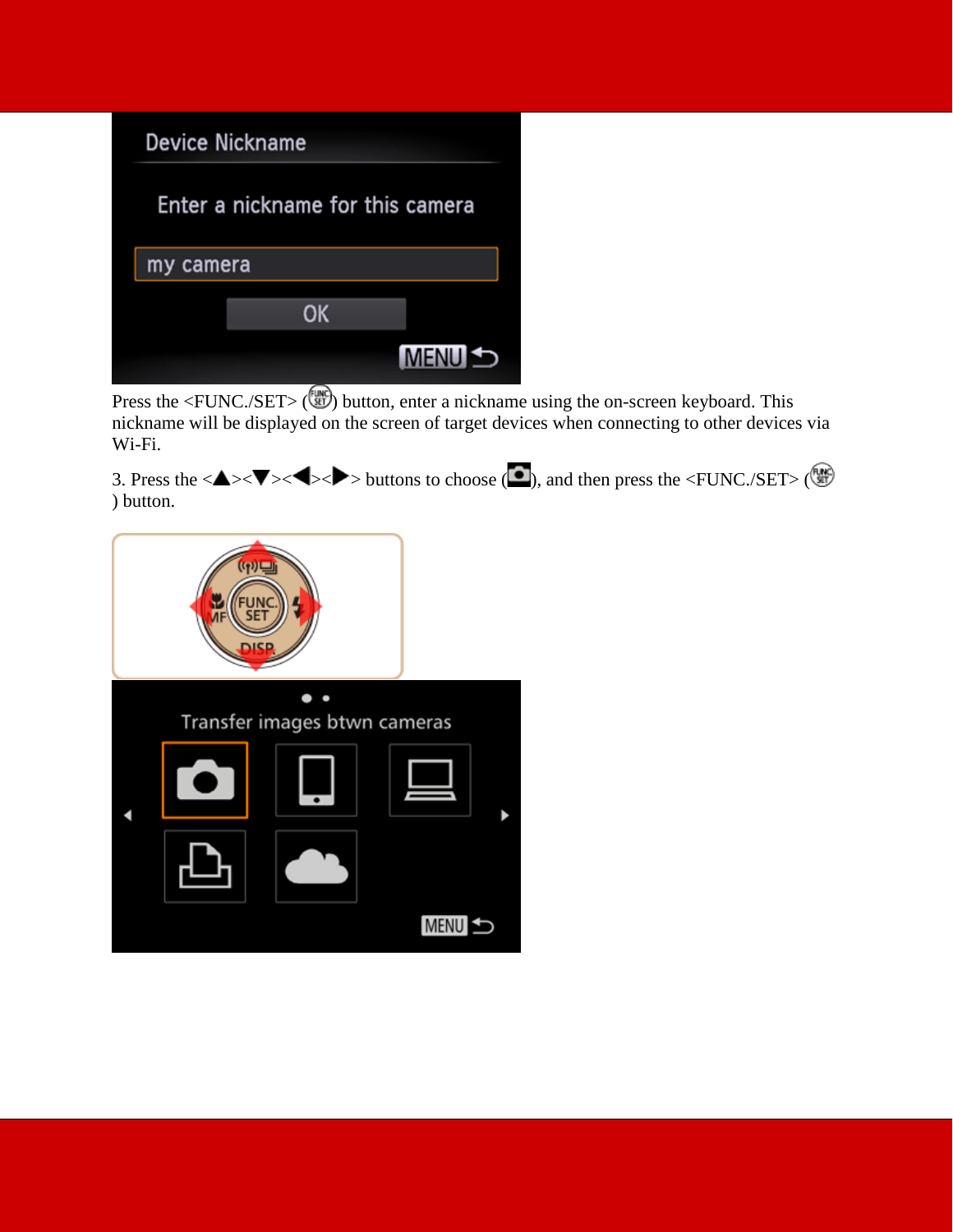Press the <FUNC./SET> ( ) button, enter a nickname using the on-screen keyboard. This nickname will be displayed on the screen of target devices when connecting to other devices via Wi-Fi.

3. Press the <▲><▼><◀><▶> buttons to choose ( ), and then press the <FUNC./SET> ( ) button.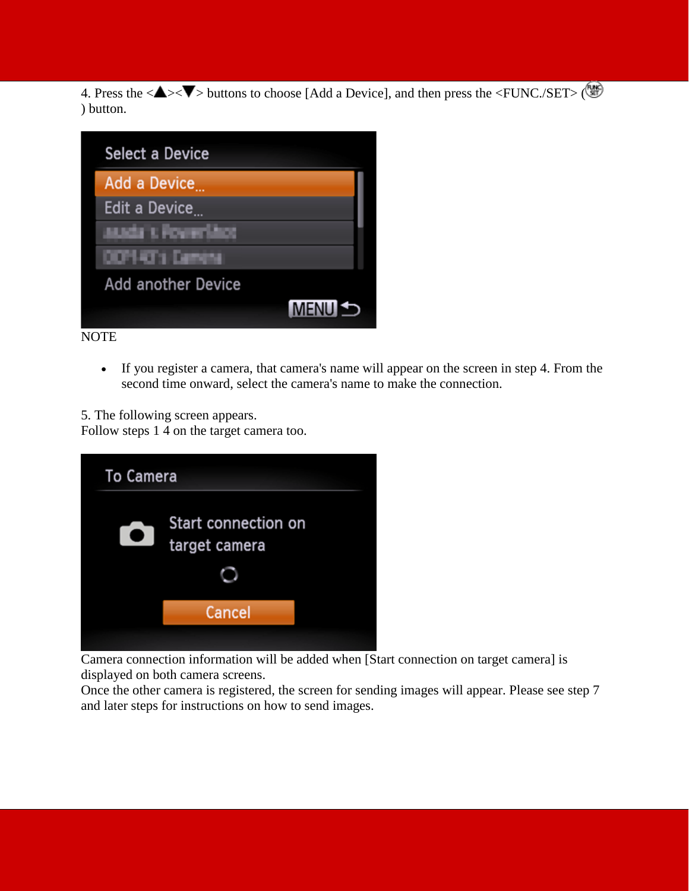4. Press the <▲><▼> buttons to choose [Add a Device], and then press the <FUNC./SET> ( ) button.

NOTE

- If you register a camera, that camera's name will appear on the screen in step 4. From the second time onward, select the camera's name to make the connection.

5. The following screen appears.
Follow steps 1 4 on the target camera too.

Camera connection information will be added when [Start connection on target camera] is displayed on both camera screens.
Once the other camera is registered, the screen for sending images will appear. Please see step 7 and later steps for instructions on how to send images.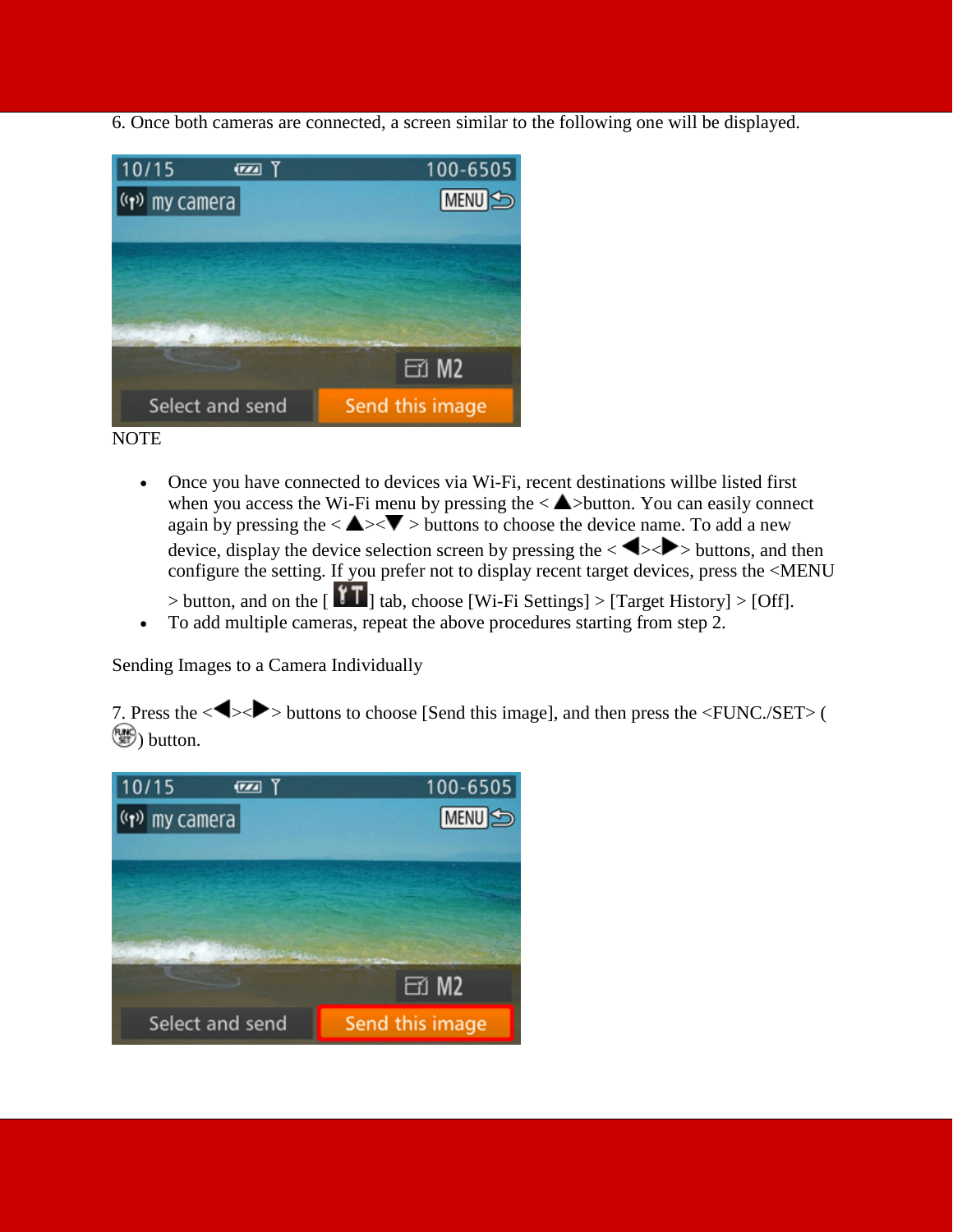6. Once both cameras are connected, a screen similar to the following one will be displayed.

NOTE

- Once you have connected to devices via Wi-Fi, recent destinations willbe listed first when you access the Wi-Fi menu by pressing the <▲>button. You can easily connect again by pressing the <▲><▼ > buttons to choose the device name. To add a new device, display the device selection screen by pressing the <◀><▶> buttons, and then configure the setting. If you prefer not to display recent target devices, press the <MENU > button, and on the [ ] tab, choose [Wi-Fi Settings] > [Target History] > [Off].
- To add multiple cameras, repeat the above procedures starting from step 2.

Sending Images to a Camera Individually

7. Press the <◀><▶> buttons to choose [Send this image], and then press the <FUNC./SET> ( ) button.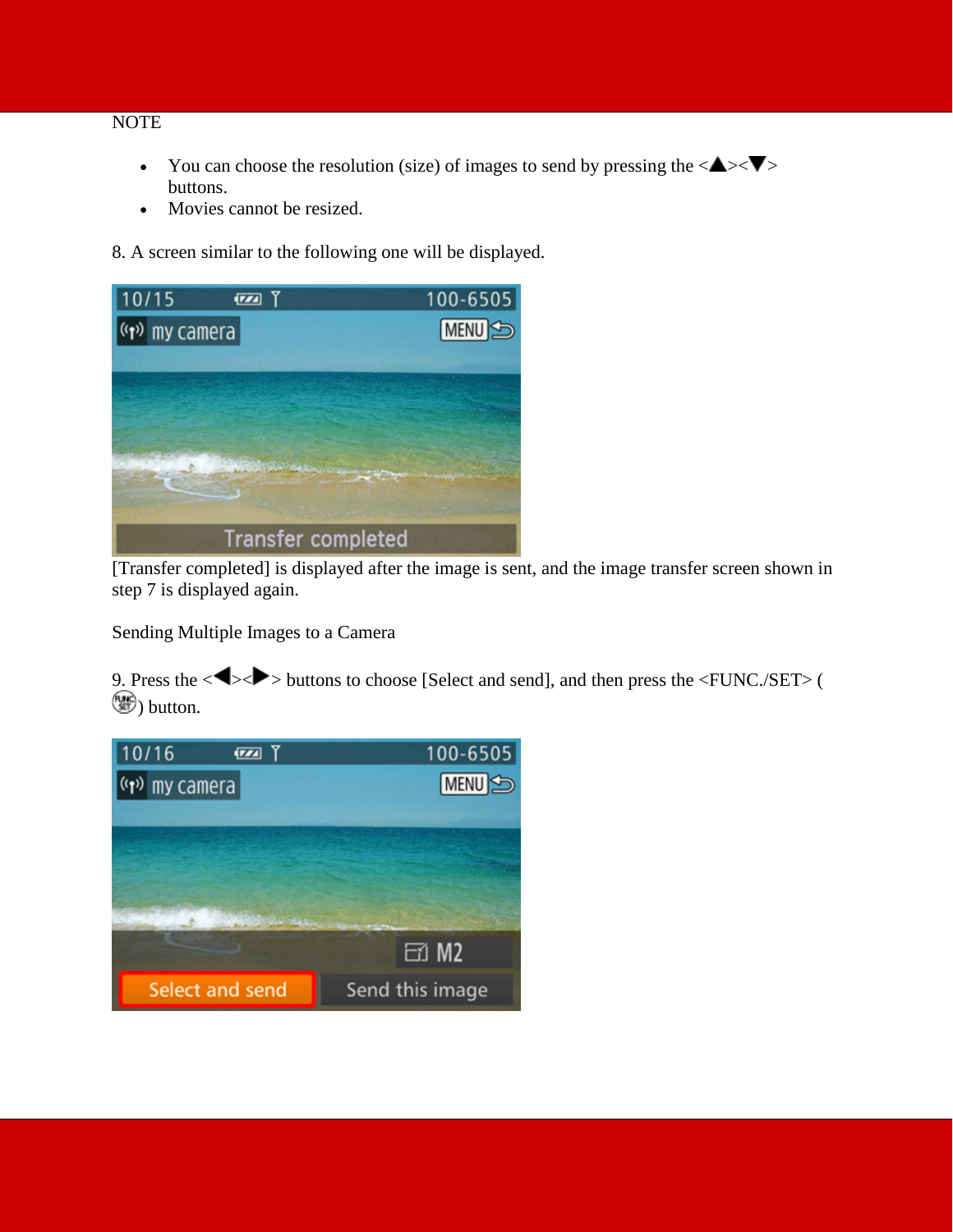NOTE

- You can choose the resolution (size) of images to send by pressing the <▲><▼> buttons.
- Movies cannot be resized.

8. A screen similar to the following one will be displayed.

[Transfer completed] is displayed after the image is sent, and the image transfer screen shown in step 7 is displayed again.

Sending Multiple Images to a Camera

9. Press the <◀><▶> buttons to choose [Select and send], and then press the <FUNC./SET> ( ) button.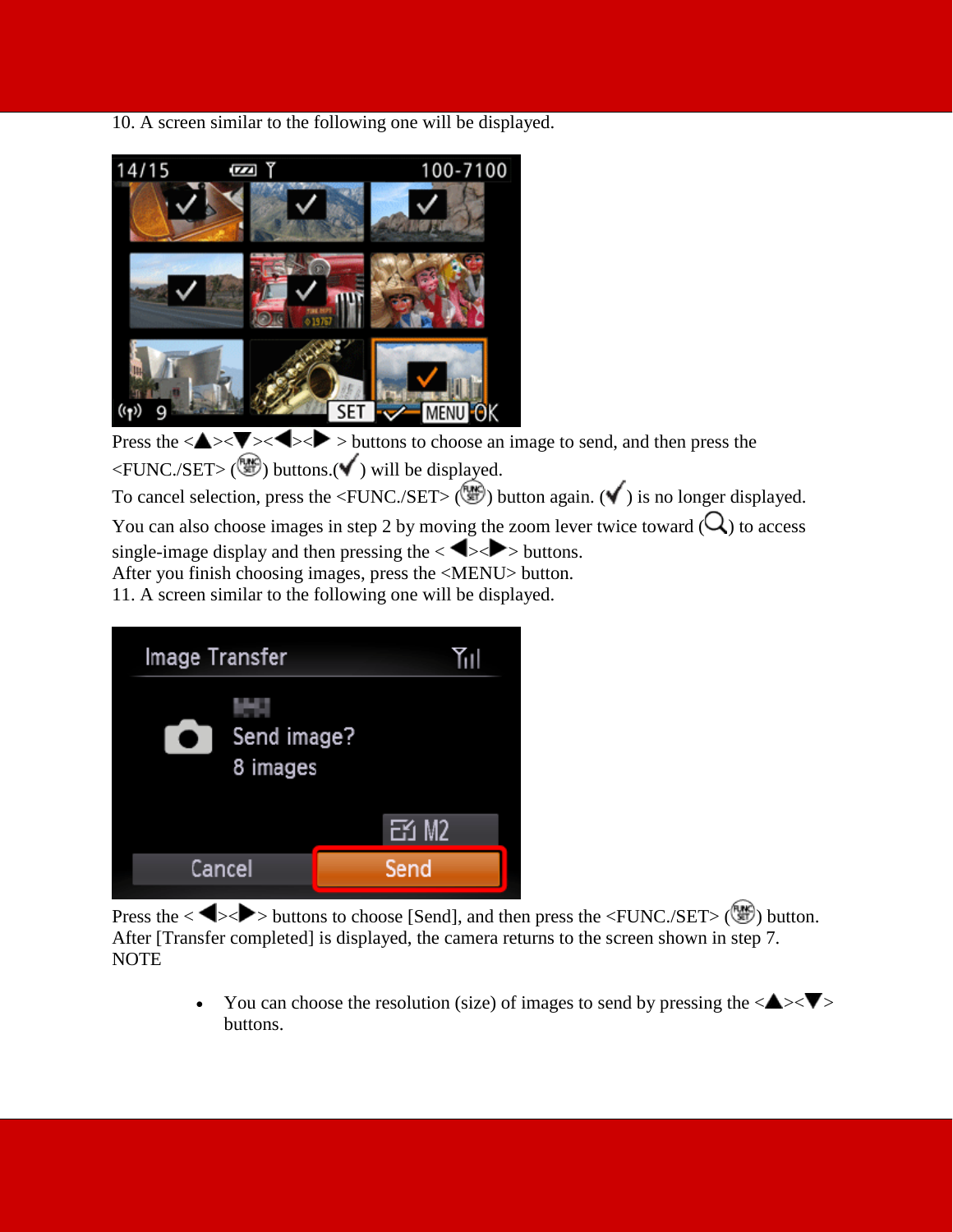10. A screen similar to the following one will be displayed.

Press the <▲><▼><◀><▶ > buttons to choose an image to send, and then press the <FUNC./SET> ( ) buttons.( ✓ ) will be displayed.

To cancel selection, press the <FUNC./SET> ( ) button again. ( ✓ ) is no longer displayed.

You can also choose images in step 2 by moving the zoom lever twice toward ( ) to access single-image display and then pressing the < ◀><▶> buttons.

After you finish choosing images, press the <MENU> button.

11. A screen similar to the following one will be displayed.

Press the < ◀><▶> buttons to choose [Send], and then press the <FUNC./SET> ( ) button.

After [Transfer completed] is displayed, the camera returns to the screen shown in step 7.

NOTE

- You can choose the resolution (size) of images to send by pressing the <▲><▼> buttons.